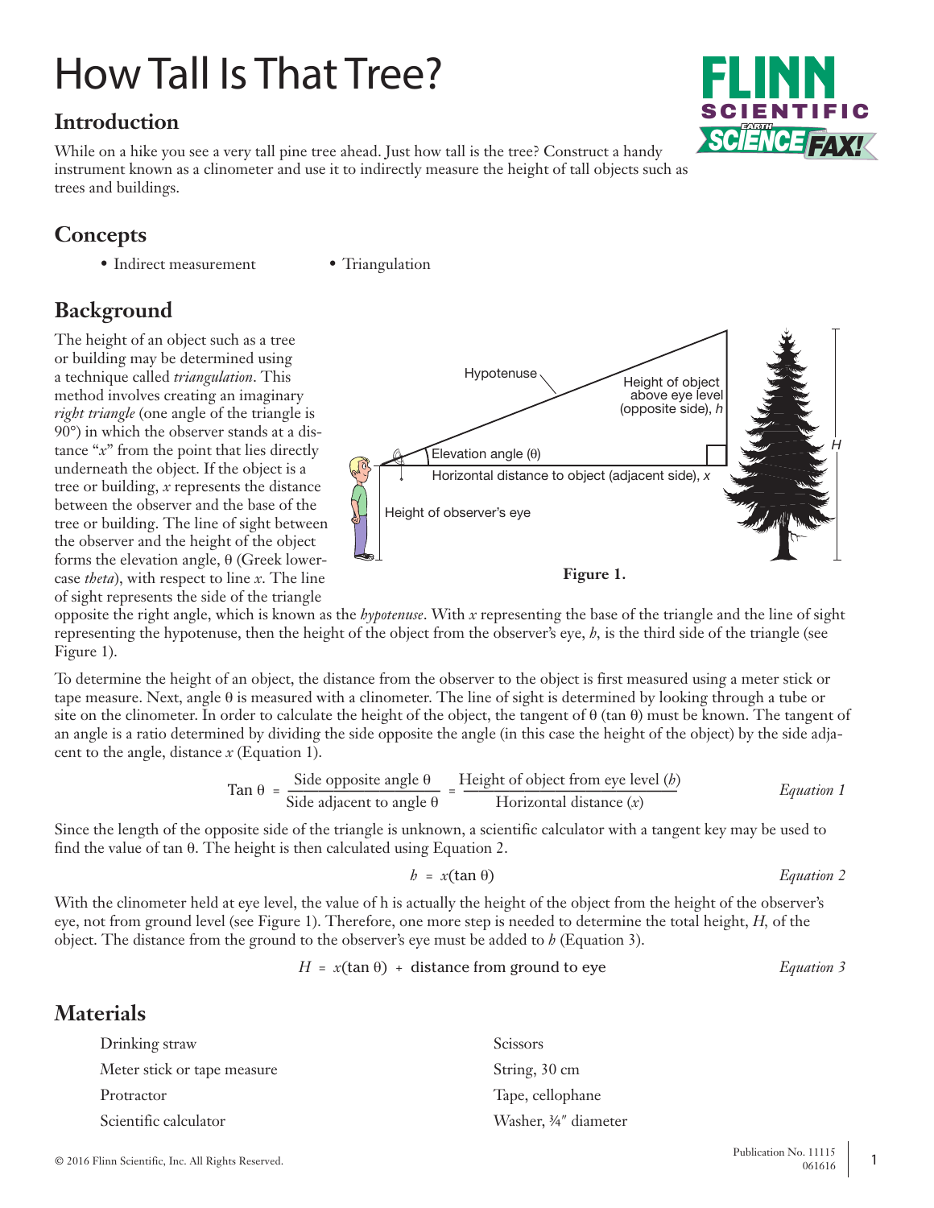# How Tall Is That Tree?

## Introduction

While on a hike you see a very tall pine tree ahead. Just how tall is the tree? Construct a handy instrument known as a clinometer and use it to indirectly measure the height of tall objects such as trees and buildings.

## Concepts

- Indirect measurement
- Triangulation

## Background

The height of an object such as a tree or building may be determined using a technique called *triangulation*. This method involves creating an imaginary *right triangle* (one angle of the triangle is 90°) in which the observer stands at a distance "$x$" from the point that lies directly underneath the object. If the object is a tree or building, $x$ represents the distance between the observer and the base of the tree or building. The line of sight between the observer and the height of the object forms the elevation angle, θ (Greek lowercase *theta*), with respect to line $x$. The line of sight represents the side of the triangle opposite the right angle, which is known as the *hypotenuse*. With $x$ representing the base of the triangle and the line of sight representing the hypotenuse, then the height of the object from the observer's eye, $h$, is the third side of the triangle (see Figure 1).

**Figure 1.**

To determine the height of an object, the distance from the observer to the object is first measured using a meter stick or tape measure. Next, angle θ is measured with a clinometer. The line of sight is determined by looking through a tube or site on the clinometer. In order to calculate the height of the object, the tangent of θ (tan θ) must be known. The tangent of an angle is a ratio determined by dividing the side opposite the angle (in this case the height of the object) by the side adjacent to the angle, distance $x$ (Equation 1).

$$\text{Tan } \theta = \frac{\text{Side opposite angle } \theta}{\text{Side adjacent to angle } \theta} = \frac{\text{Height of object from eye level } (h)}{\text{Horizontal distance } (x)} \qquad \textit{Equation 1}$$

Since the length of the opposite side of the triangle is unknown, a scientific calculator with a tangent key may be used to find the value of tan θ. The height is then calculated using Equation 2.

$$h = x(\tan \theta) \qquad \textit{Equation 2}$$

With the clinometer held at eye level, the value of h is actually the height of the object from the height of the observer's eye, not from ground level (see Figure 1). Therefore, one more step is needed to determine the total height, $H$, of the object. The distance from the ground to the observer's eye must be added to $h$ (Equation 3).

$$H = x(\tan \theta) + \text{distance from ground to eye} \qquad \textit{Equation 3}$$

## Materials

Drinking straw
Meter stick or tape measure
Protractor
Scientific calculator
Scissors
String, 30 cm
Tape, cellophane
Washer, ¾″ diameter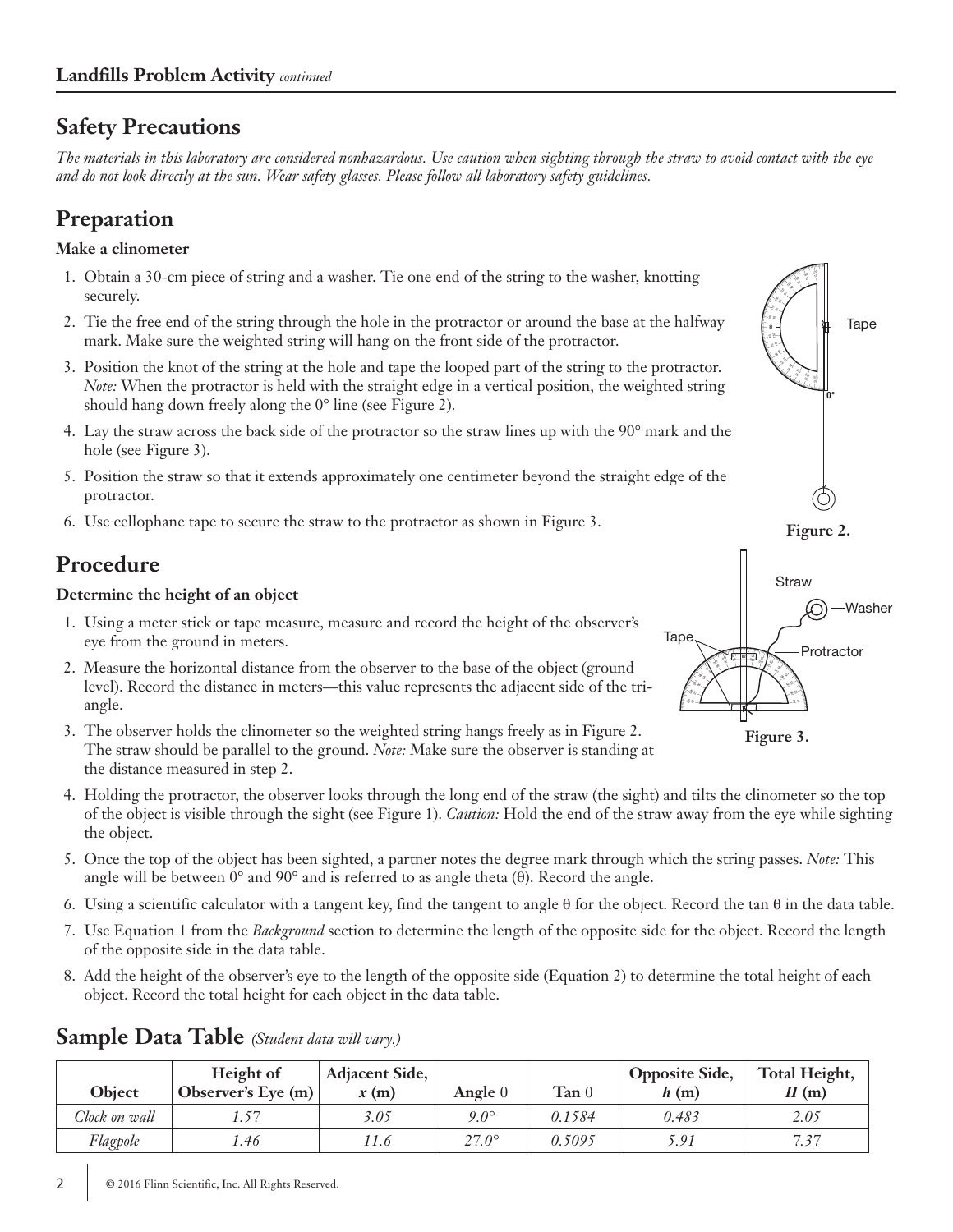## Safety Precautions

*The materials in this laboratory are considered nonhazardous. Use caution when sighting through the straw to avoid contact with the eye and do not look directly at the sun. Wear safety glasses. Please follow all laboratory safety guidelines.*

## Preparation

**Make a clinometer**

1. Obtain a 30-cm piece of string and a washer. Tie one end of the string to the washer, knotting securely.
2. Tie the free end of the string through the hole in the protractor or around the base at the halfway mark. Make sure the weighted string will hang on the front side of the protractor.
3. Position the knot of the string at the hole and tape the looped part of the string to the protractor. *Note:* When the protractor is held with the straight edge in a vertical position, the weighted string should hang down freely along the 0° line (see Figure 2).
4. Lay the straw across the back side of the protractor so the straw lines up with the 90° mark and the hole (see Figure 3).
5. Position the straw so that it extends approximately one centimeter beyond the straight edge of the protractor.
6. Use cellophane tape to secure the straw to the protractor as shown in Figure 3.

Figure 2.

Figure 3.

## Procedure

**Determine the height of an object**

1. Using a meter stick or tape measure, measure and record the height of the observer's eye from the ground in meters.
2. Measure the horizontal distance from the observer to the base of the object (ground level). Record the distance in meters—this value represents the adjacent side of the triangle.
3. The observer holds the clinometer so the weighted string hangs freely as in Figure 2. The straw should be parallel to the ground. *Note:* Make sure the observer is standing at the distance measured in step 2.
4. Holding the protractor, the observer looks through the long end of the straw (the sight) and tilts the clinometer so the top of the object is visible through the sight (see Figure 1). *Caution:* Hold the end of the straw away from the eye while sighting the object.
5. Once the top of the object has been sighted, a partner notes the degree mark through which the string passes. *Note:* This angle will be between 0° and 90° and is referred to as angle theta ($\theta$). Record the angle.
6. Using a scientific calculator with a tangent key, find the tangent to angle $\theta$ for the object. Record the tan $\theta$ in the data table.
7. Use Equation 1 from the *Background* section to determine the length of the opposite side for the object. Record the length of the opposite side in the data table.
8. Add the height of the observer's eye to the length of the opposite side (Equation 2) to determine the total height of each object. Record the total height for each object in the data table.

## Sample Data Table *(Student data will vary.)*

| Object | Height of Observer's Eye (m) | Adjacent Side, $x$ (m) | Angle $\theta$ | Tan $\theta$ | Opposite Side, $h$ (m) | Total Height, $H$ (m) |
|---|---|---|---|---|---|---|
| *Clock on wall* | *1.57* | *3.05* | *9.0°* | *0.1584* | *0.483* | *2.05* |
| *Flagpole* | *1.46* | *11.6* | *27.0°* | *0.5095* | *5.91* | *7.37* |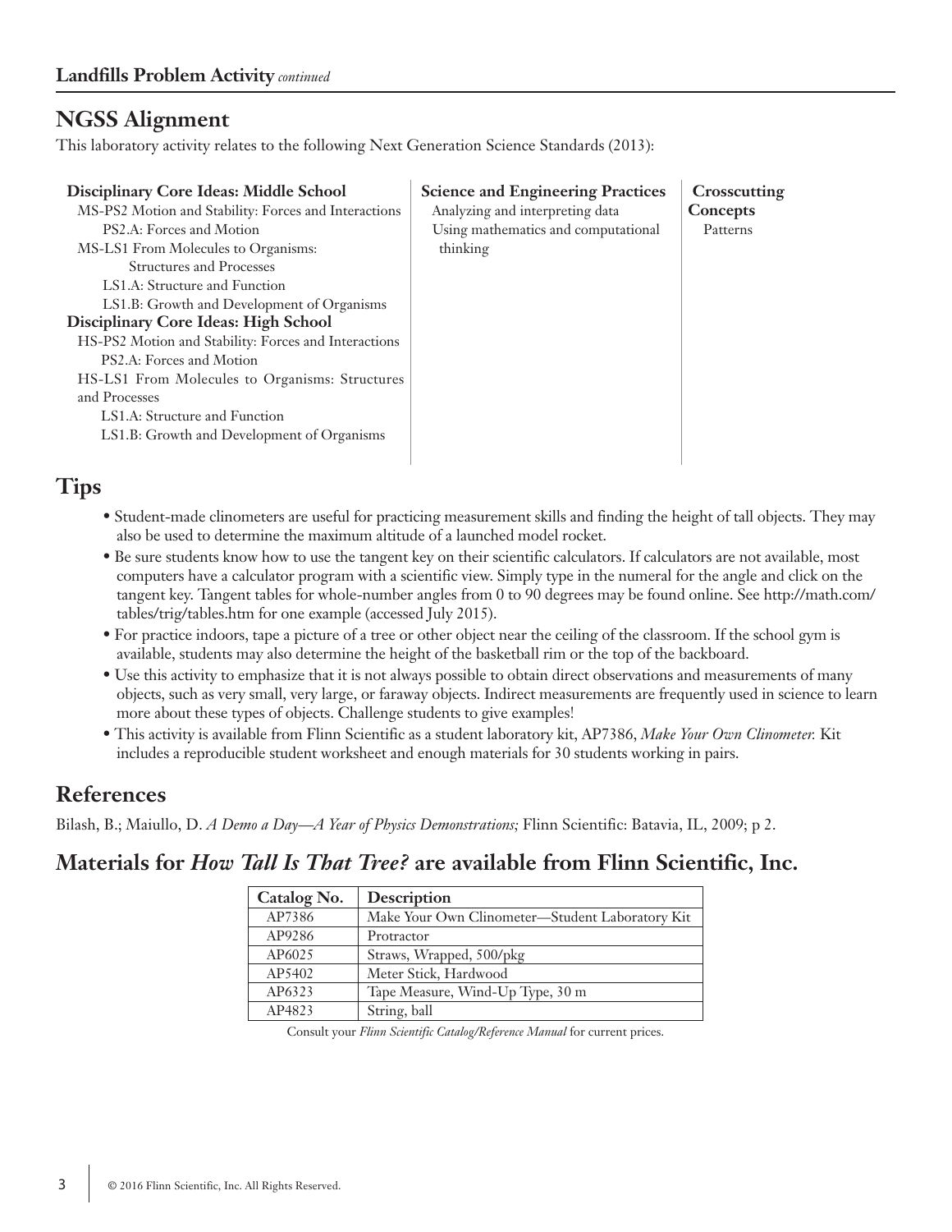## NGSS Alignment

This laboratory activity relates to the following Next Generation Science Standards (2013):

**Disciplinary Core Ideas: Middle School**

MS-PS2 Motion and Stability: Forces and Interactions
- PS2.A: Forces and Motion

MS-LS1 From Molecules to Organisms: Structures and Processes
- LS1.A: Structure and Function
- LS1.B: Growth and Development of Organisms

**Disciplinary Core Ideas: High School**

HS-PS2 Motion and Stability: Forces and Interactions
- PS2.A: Forces and Motion

HS-LS1 From Molecules to Organisms: Structures and Processes
- LS1.A: Structure and Function
- LS1.B: Growth and Development of Organisms

**Science and Engineering Practices**

Analyzing and interpreting data
Using mathematics and computational thinking

**Crosscutting Concepts**

Patterns

## Tips

- Student-made clinometers are useful for practicing measurement skills and finding the height of tall objects. They may also be used to determine the maximum altitude of a launched model rocket.
- Be sure students know how to use the tangent key on their scientific calculators. If calculators are not available, most computers have a calculator program with a scientific view. Simply type in the numeral for the angle and click on the tangent key. Tangent tables for whole-number angles from 0 to 90 degrees may be found online. See http://math.com/tables/trig/tables.htm for one example (accessed July 2015).
- For practice indoors, tape a picture of a tree or other object near the ceiling of the classroom. If the school gym is available, students may also determine the height of the basketball rim or the top of the backboard.
- Use this activity to emphasize that it is not always possible to obtain direct observations and measurements of many objects, such as very small, very large, or faraway objects. Indirect measurements are frequently used in science to learn more about these types of objects. Challenge students to give examples!
- This activity is available from Flinn Scientific as a student laboratory kit, AP7386, *Make Your Own Clinometer.* Kit includes a reproducible student worksheet and enough materials for 30 students working in pairs.

## References

Bilash, B.; Maiullo, D. *A Demo a Day—A Year of Physics Demonstrations;* Flinn Scientific: Batavia, IL, 2009; p 2.

## Materials for *How Tall Is That Tree?* are available from Flinn Scientific, Inc.

| Catalog No. | Description |
|---|---|
| AP7386 | Make Your Own Clinometer—Student Laboratory Kit |
| AP9286 | Protractor |
| AP6025 | Straws, Wrapped, 500/pkg |
| AP5402 | Meter Stick, Hardwood |
| AP6323 | Tape Measure, Wind-Up Type, 30 m |
| AP4823 | String, ball |

Consult your *Flinn Scientific Catalog/Reference Manual* for current prices.